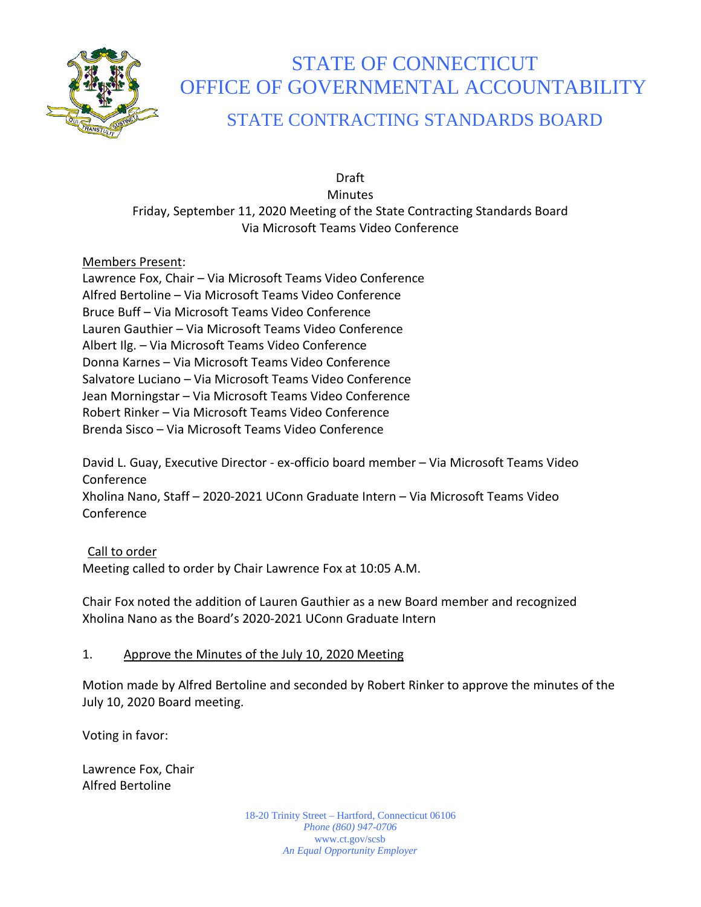# STATE OF CONNECTICUT
# OFFICE OF GOVERNMENTAL ACCOUNTABILITY
## STATE CONTRACTING STANDARDS BOARD

Draft
Minutes
Friday, September 11, 2020 Meeting of the State Contracting Standards Board
Via Microsoft Teams Video Conference

Members Present:
Lawrence Fox, Chair – Via Microsoft Teams Video Conference
Alfred Bertoline – Via Microsoft Teams Video Conference
Bruce Buff – Via Microsoft Teams Video Conference
Lauren Gauthier – Via Microsoft Teams Video Conference
Albert Ilg. – Via Microsoft Teams Video Conference
Donna Karnes – Via Microsoft Teams Video Conference
Salvatore Luciano – Via Microsoft Teams Video Conference
Jean Morningstar – Via Microsoft Teams Video Conference
Robert Rinker – Via Microsoft Teams Video Conference
Brenda Sisco – Via Microsoft Teams Video Conference

David L. Guay, Executive Director - ex-officio board member – Via Microsoft Teams Video Conference
Xholina Nano, Staff – 2020-2021 UConn Graduate Intern – Via Microsoft Teams Video Conference

Call to order
Meeting called to order by Chair Lawrence Fox at 10:05 A.M.

Chair Fox noted the addition of Lauren Gauthier as a new Board member and recognized Xholina Nano as the Board's 2020-2021 UConn Graduate Intern

1. Approve the Minutes of the July 10, 2020 Meeting

Motion made by Alfred Bertoline and seconded by Robert Rinker to approve the minutes of the July 10, 2020 Board meeting.

Voting in favor:

Lawrence Fox, Chair
Alfred Bertoline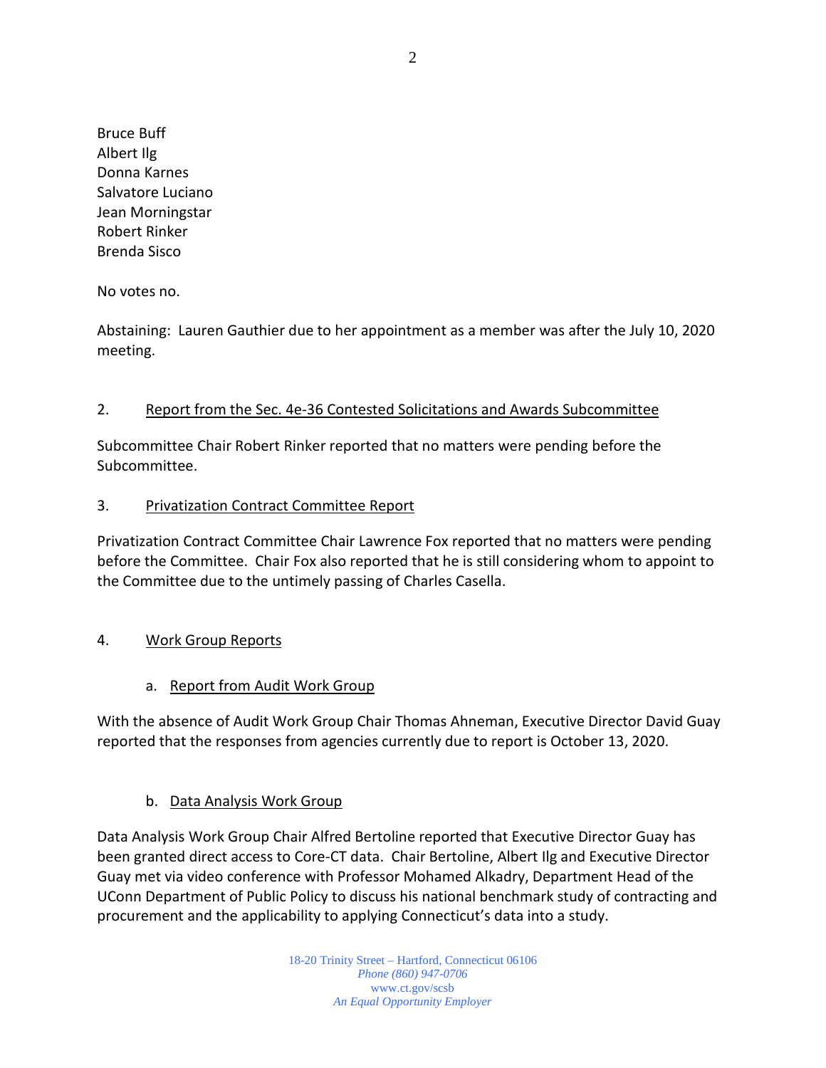Bruce Buff
Albert Ilg
Donna Karnes
Salvatore Luciano
Jean Morningstar
Robert Rinker
Brenda Sisco

No votes no.

Abstaining: Lauren Gauthier due to her appointment as a member was after the July 10, 2020 meeting.

2. Report from the Sec. 4e-36 Contested Solicitations and Awards Subcommittee

Subcommittee Chair Robert Rinker reported that no matters were pending before the Subcommittee.

3. Privatization Contract Committee Report

Privatization Contract Committee Chair Lawrence Fox reported that no matters were pending before the Committee. Chair Fox also reported that he is still considering whom to appoint to the Committee due to the untimely passing of Charles Casella.

4. Work Group Reports

a. Report from Audit Work Group

With the absence of Audit Work Group Chair Thomas Ahneman, Executive Director David Guay reported that the responses from agencies currently due to report is October 13, 2020.

b. Data Analysis Work Group

Data Analysis Work Group Chair Alfred Bertoline reported that Executive Director Guay has been granted direct access to Core-CT data. Chair Bertoline, Albert Ilg and Executive Director Guay met via video conference with Professor Mohamed Alkadry, Department Head of the UConn Department of Public Policy to discuss his national benchmark study of contracting and procurement and the applicability to applying Connecticut's data into a study.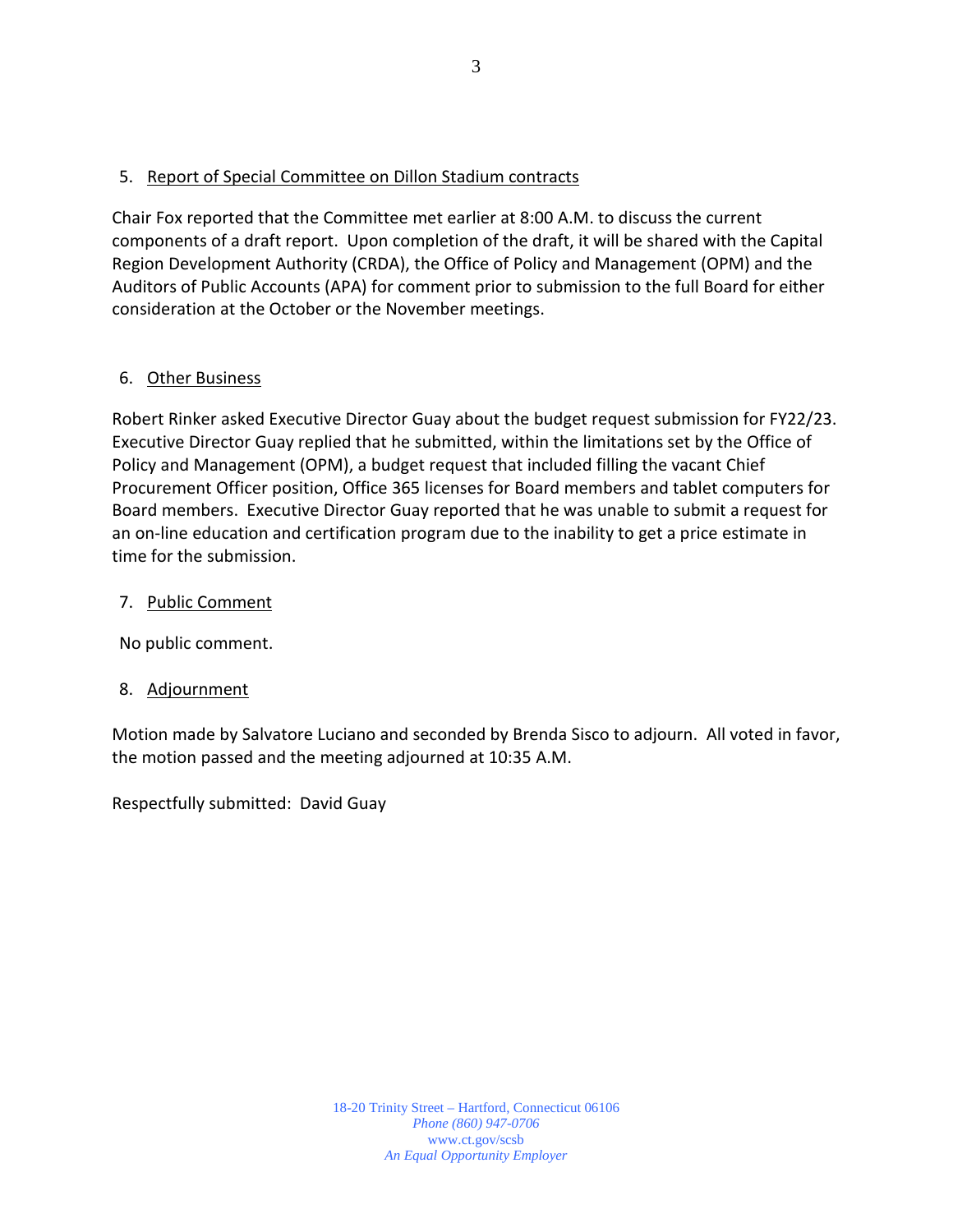5. Report of Special Committee on Dillon Stadium contracts

Chair Fox reported that the Committee met earlier at 8:00 A.M. to discuss the current components of a draft report. Upon completion of the draft, it will be shared with the Capital Region Development Authority (CRDA), the Office of Policy and Management (OPM) and the Auditors of Public Accounts (APA) for comment prior to submission to the full Board for either consideration at the October or the November meetings.

6. Other Business

Robert Rinker asked Executive Director Guay about the budget request submission for FY22/23. Executive Director Guay replied that he submitted, within the limitations set by the Office of Policy and Management (OPM), a budget request that included filling the vacant Chief Procurement Officer position, Office 365 licenses for Board members and tablet computers for Board members. Executive Director Guay reported that he was unable to submit a request for an on-line education and certification program due to the inability to get a price estimate in time for the submission.

7. Public Comment

No public comment.

8. Adjournment

Motion made by Salvatore Luciano and seconded by Brenda Sisco to adjourn. All voted in favor, the motion passed and the meeting adjourned at 10:35 A.M.

Respectfully submitted: David Guay

18-20 Trinity Street – Hartford, Connecticut 06106
*Phone (860) 947-0706*
www.ct.gov/scsb
*An Equal Opportunity Employer*